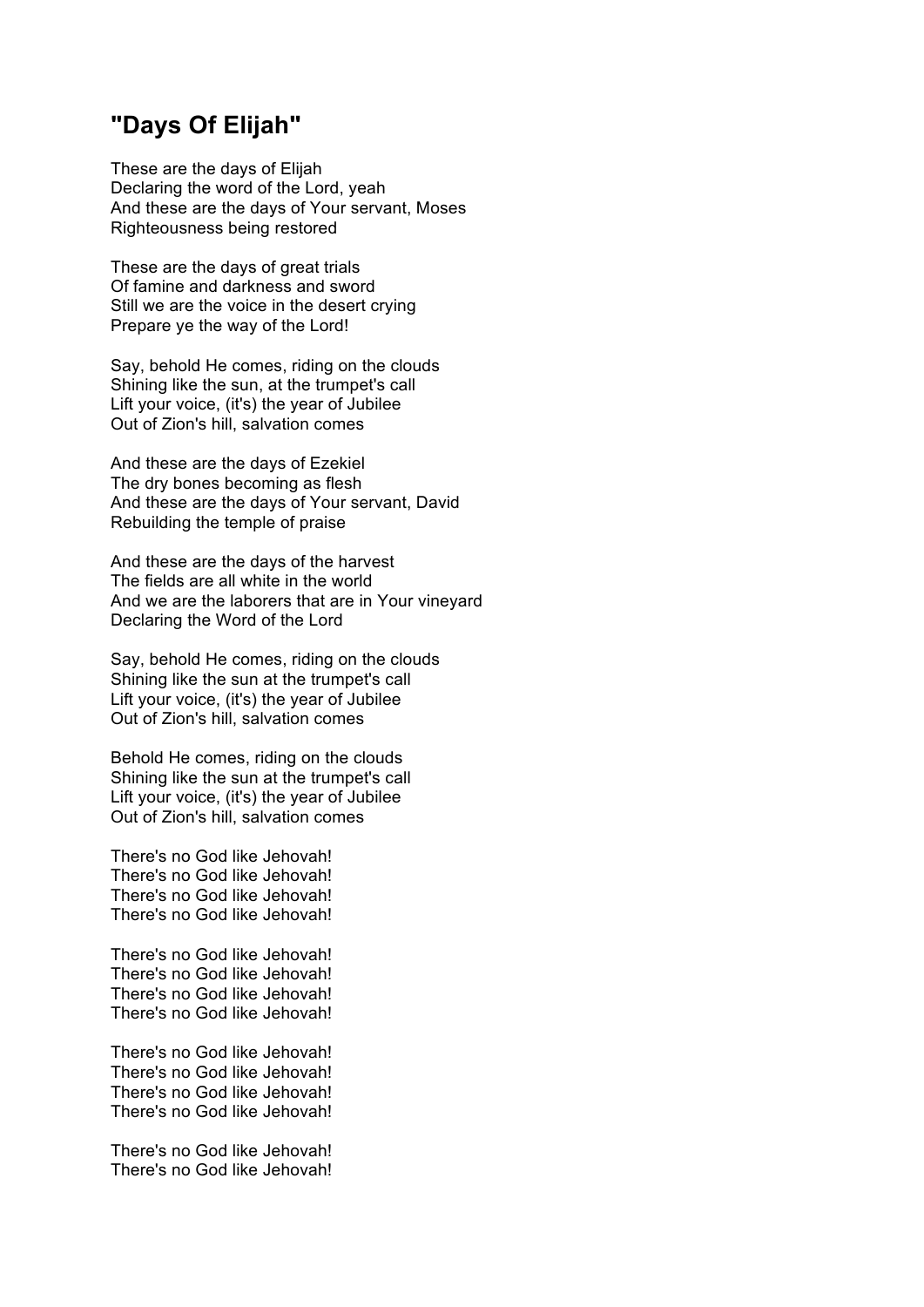# "Days Of Elijah"

These are the days of Elijah
Declaring the word of the Lord, yeah
And these are the days of Your servant, Moses
Righteousness being restored

These are the days of great trials
Of famine and darkness and sword
Still we are the voice in the desert crying
Prepare ye the way of the Lord!

Say, behold He comes, riding on the clouds
Shining like the sun, at the trumpet's call
Lift your voice, (it's) the year of Jubilee
Out of Zion's hill, salvation comes

And these are the days of Ezekiel
The dry bones becoming as flesh
And these are the days of Your servant, David
Rebuilding the temple of praise

And these are the days of the harvest
The fields are all white in the world
And we are the laborers that are in Your vineyard
Declaring the Word of the Lord

Say, behold He comes, riding on the clouds
Shining like the sun at the trumpet's call
Lift your voice, (it's) the year of Jubilee
Out of Zion's hill, salvation comes

Behold He comes, riding on the clouds
Shining like the sun at the trumpet's call
Lift your voice, (it's) the year of Jubilee
Out of Zion's hill, salvation comes

There's no God like Jehovah!
There's no God like Jehovah!
There's no God like Jehovah!
There's no God like Jehovah!

There's no God like Jehovah!
There's no God like Jehovah!
There's no God like Jehovah!
There's no God like Jehovah!

There's no God like Jehovah!
There's no God like Jehovah!
There's no God like Jehovah!
There's no God like Jehovah!

There's no God like Jehovah!
There's no God like Jehovah!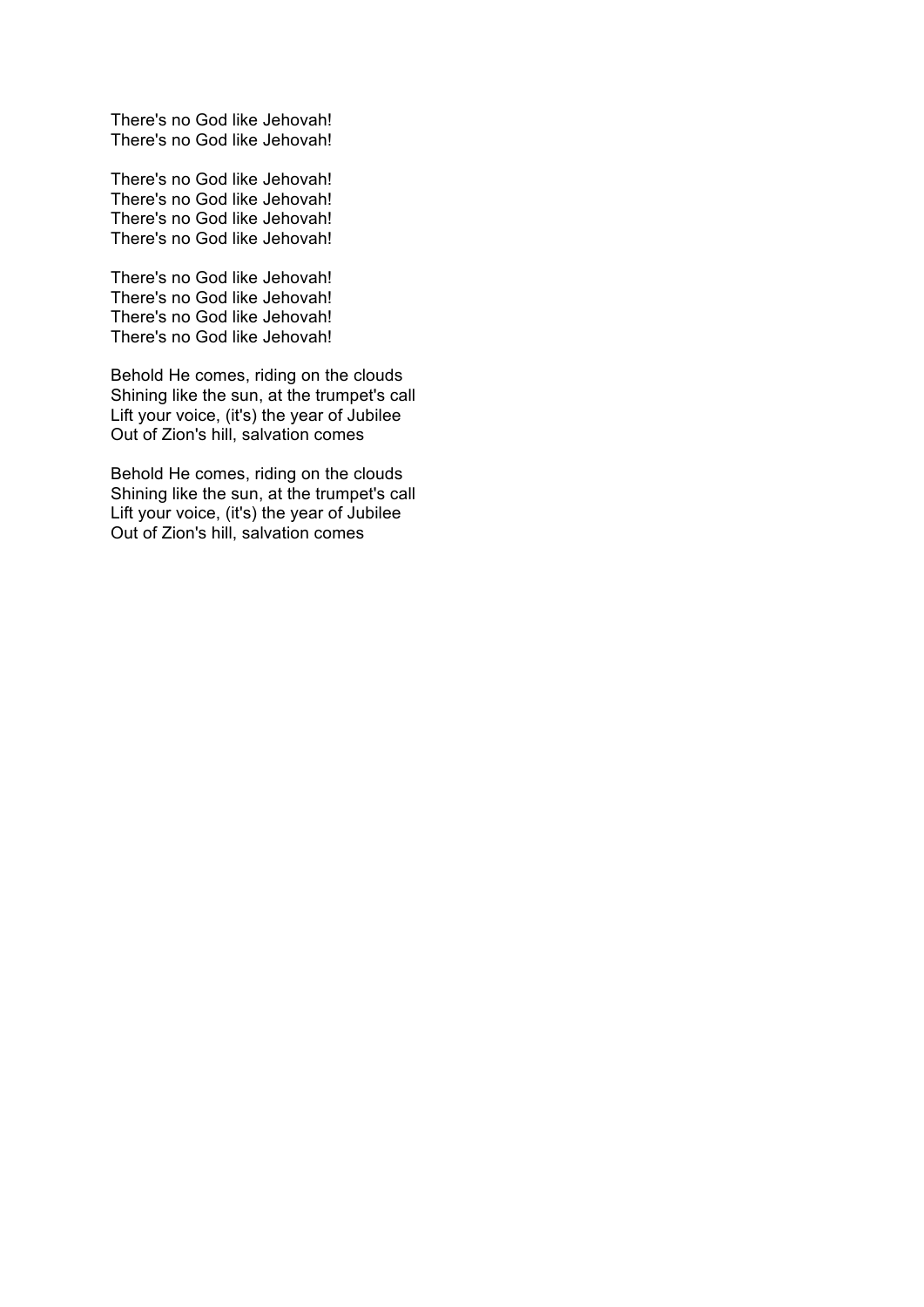There's no God like Jehovah!
There's no God like Jehovah!

There's no God like Jehovah!
There's no God like Jehovah!
There's no God like Jehovah!
There's no God like Jehovah!

There's no God like Jehovah!
There's no God like Jehovah!
There's no God like Jehovah!
There's no God like Jehovah!

Behold He comes, riding on the clouds
Shining like the sun, at the trumpet's call
Lift your voice, (it's) the year of Jubilee
Out of Zion's hill, salvation comes

Behold He comes, riding on the clouds
Shining like the sun, at the trumpet's call
Lift your voice, (it's) the year of Jubilee
Out of Zion's hill, salvation comes